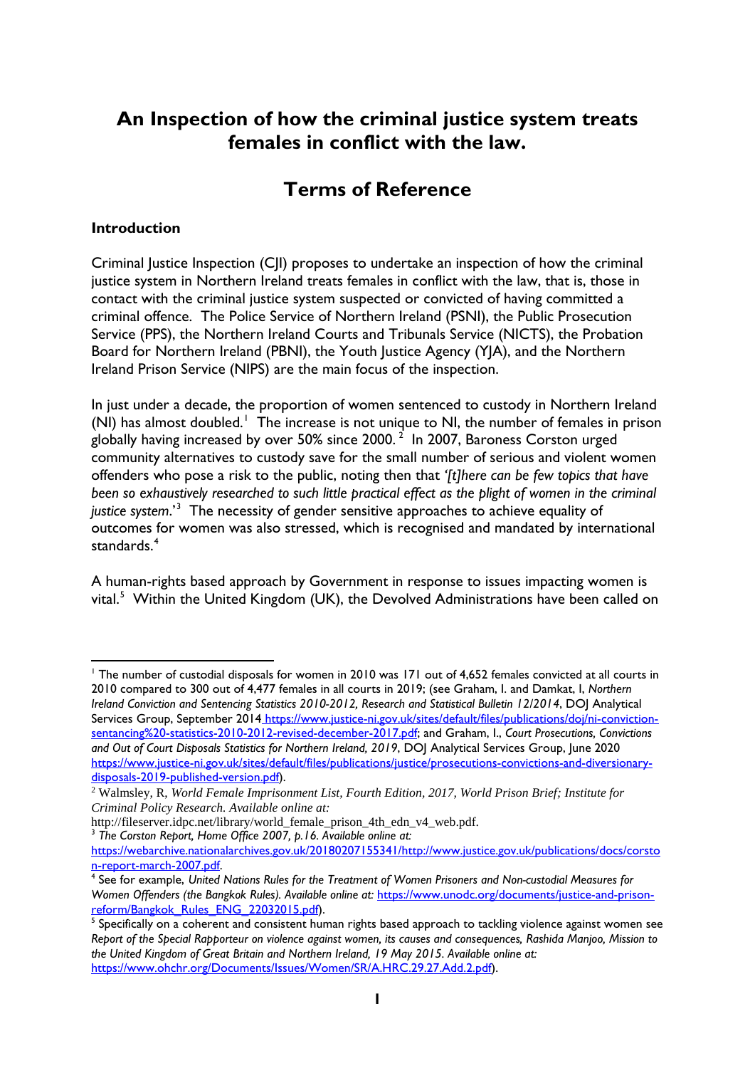# An Inspection of how the criminal justice system treats females in conflict with the law.

## Terms of Reference

### Introduction

Criminal Justice Inspection (CJI) proposes to undertake an inspection of how the criminal justice system in Northern Ireland treats females in conflict with the law, that is, those in contact with the criminal justice system suspected or convicted of having committed a criminal offence. The Police Service of Northern Ireland (PSNI), the Public Prosecution Service (PPS), the Northern Ireland Courts and Tribunals Service (NICTS), the Probation Board for Northern Ireland (PBNI), the Youth Justice Agency (YJA), and the Northern Ireland Prison Service (NIPS) are the main focus of the inspection.

In just under a decade, the proportion of women sentenced to custody in Northern Ireland (NI) has almost doubled.[1] The increase is not unique to NI, the number of females in prison globally having increased by over 50% since 2000.[2] In 2007, Baroness Corston urged community alternatives to custody save for the small number of serious and violent women offenders who pose a risk to the public, noting then that *'[t]here can be few topics that have been so exhaustively researched to such little practical effect as the plight of women in the criminal justice system*.'[3] The necessity of gender sensitive approaches to achieve equality of outcomes for women was also stressed, which is recognised and mandated by international standards.[4]

A human-rights based approach by Government in response to issues impacting women is vital.[5] Within the United Kingdom (UK), the Devolved Administrations have been called on

---

[1] The number of custodial disposals for women in 2010 was 171 out of 4,652 females convicted at all courts in 2010 compared to 300 out of 4,477 females in all courts in 2019; (see Graham, I. and Damkat, I, *Northern Ireland Conviction and Sentencing Statistics 2010-2012, Research and Statistical Bulletin 12/2014*, DOJ Analytical Services Group, September 2014 https://www.justice-ni.gov.uk/sites/default/files/publications/doj/ni-conviction-sentancing%20-statistics-2010-2012-revised-december-2017.pdf; and Graham, I., *Court Prosecutions, Convictions and Out of Court Disposals Statistics for Northern Ireland, 2019*, DOJ Analytical Services Group, June 2020 https://www.justice-ni.gov.uk/sites/default/files/publications/justice/prosecutions-convictions-and-diversionary-disposals-2019-published-version.pdf).

[2] Walmsley, R, *World Female Imprisonment List, Fourth Edition, 2017, World Prison Brief; Institute for Criminal Policy Research. Available online at:* http://fileserver.idpc.net/library/world_female_prison_4th_edn_v4_web.pdf.

[3] *The Corston Report, Home Office 2007, p.16. Available online at:* https://webarchive.nationalarchives.gov.uk/20180207155341/http://www.justice.gov.uk/publications/docs/corston-report-march-2007.pdf.

[4] See for example, *United Nations Rules for the Treatment of Women Prisoners and Non-custodial Measures for Women Offenders (the Bangkok Rules). Available online at:* https://www.unodc.org/documents/justice-and-prison-reform/Bangkok_Rules_ENG_22032015.pdf).

[5] Specifically on a coherent and consistent human rights based approach to tackling violence against women see *Report of the Special Rapporteur on violence against women, its causes and consequences, Rashida Manjoo, Mission to the United Kingdom of Great Britain and Northern Ireland, 19 May 2015. Available online at:* https://www.ohchr.org/Documents/Issues/Women/SR/A.HRC.29.27.Add.2.pdf).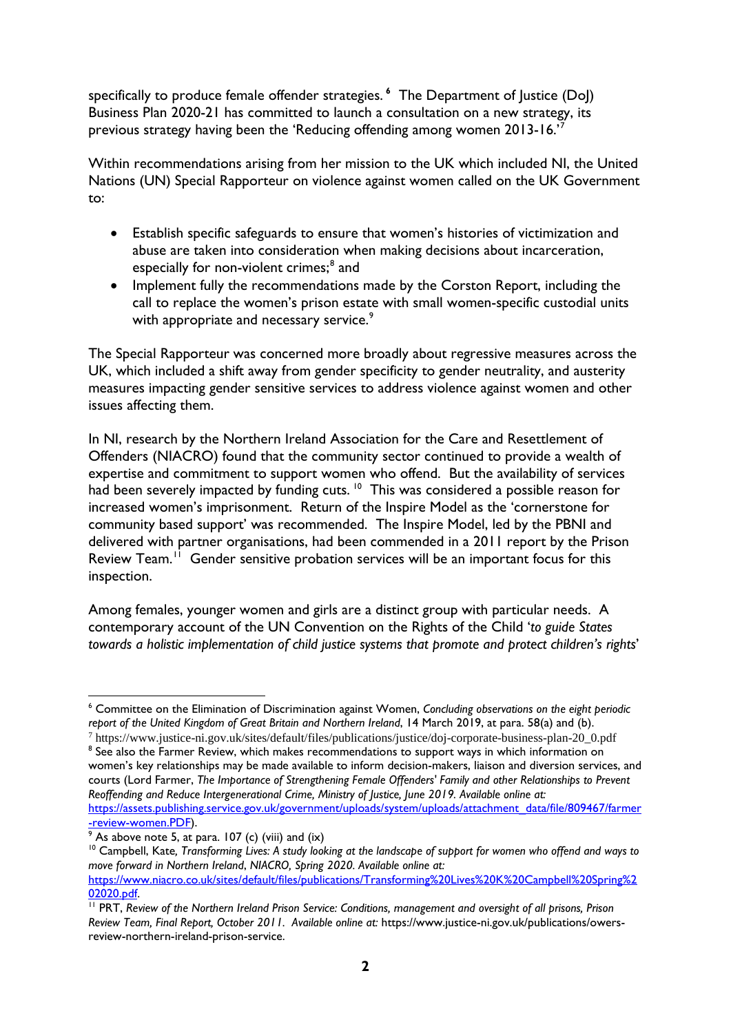specifically to produce female offender strategies.[6] The Department of Justice (DoJ) Business Plan 2020-21 has committed to launch a consultation on a new strategy, its previous strategy having been the 'Reducing offending among women 2013-16.'[7]

Within recommendations arising from her mission to the UK which included NI, the United Nations (UN) Special Rapporteur on violence against women called on the UK Government to:

- Establish specific safeguards to ensure that women's histories of victimization and abuse are taken into consideration when making decisions about incarceration, especially for non-violent crimes;[8] and
- Implement fully the recommendations made by the Corston Report, including the call to replace the women's prison estate with small women-specific custodial units with appropriate and necessary service.[9]

The Special Rapporteur was concerned more broadly about regressive measures across the UK, which included a shift away from gender specificity to gender neutrality, and austerity measures impacting gender sensitive services to address violence against women and other issues affecting them.

In NI, research by the Northern Ireland Association for the Care and Resettlement of Offenders (NIACRO) found that the community sector continued to provide a wealth of expertise and commitment to support women who offend. But the availability of services had been severely impacted by funding cuts.[10] This was considered a possible reason for increased women's imprisonment. Return of the Inspire Model as the 'cornerstone for community based support' was recommended. The Inspire Model, led by the PBNI and delivered with partner organisations, had been commended in a 2011 report by the Prison Review Team.[11] Gender sensitive probation services will be an important focus for this inspection.

Among females, younger women and girls are a distinct group with particular needs. A contemporary account of the UN Convention on the Rights of the Child '*to guide States towards a holistic implementation of child justice systems that promote and protect children's rights*'

---

[6] Committee on the Elimination of Discrimination against Women, *Concluding observations on the eight periodic report of the United Kingdom of Great Britain and Northern Ireland*, 14 March 2019, at para. 58(a) and (b).

[7] https://www.justice-ni.gov.uk/sites/default/files/publications/justice/doj-corporate-business-plan-20_0.pdf

[8] See also the Farmer Review, which makes recommendations to support ways in which information on women's key relationships may be made available to inform decision-makers, liaison and diversion services, and courts (Lord Farmer, *The Importance of Strengthening Female Offenders' Family and other Relationships to Prevent Reoffending and Reduce Intergenerational Crime, Ministry of Justice, June 2019. Available online at:* https://assets.publishing.service.gov.uk/government/uploads/system/uploads/attachment_data/file/809467/farmer-review-women.PDF).

[9] As above note 5, at para. 107 (c) (viii) and (ix)

[10] Campbell, Kate, *Transforming Lives: A study looking at the landscape of support for women who offend and ways to move forward in Northern Ireland, NIACRO, Spring 2020. Available online at:* https://www.niacro.co.uk/sites/default/files/publications/Transforming%20Lives%20K%20Campbell%20Spring%202020.pdf.

[11] PRT, *Review of the Northern Ireland Prison Service: Conditions, management and oversight of all prisons, Prison Review Team, Final Report, October 2011. Available online at:* https://www.justice-ni.gov.uk/publications/owers-review-northern-ireland-prison-service.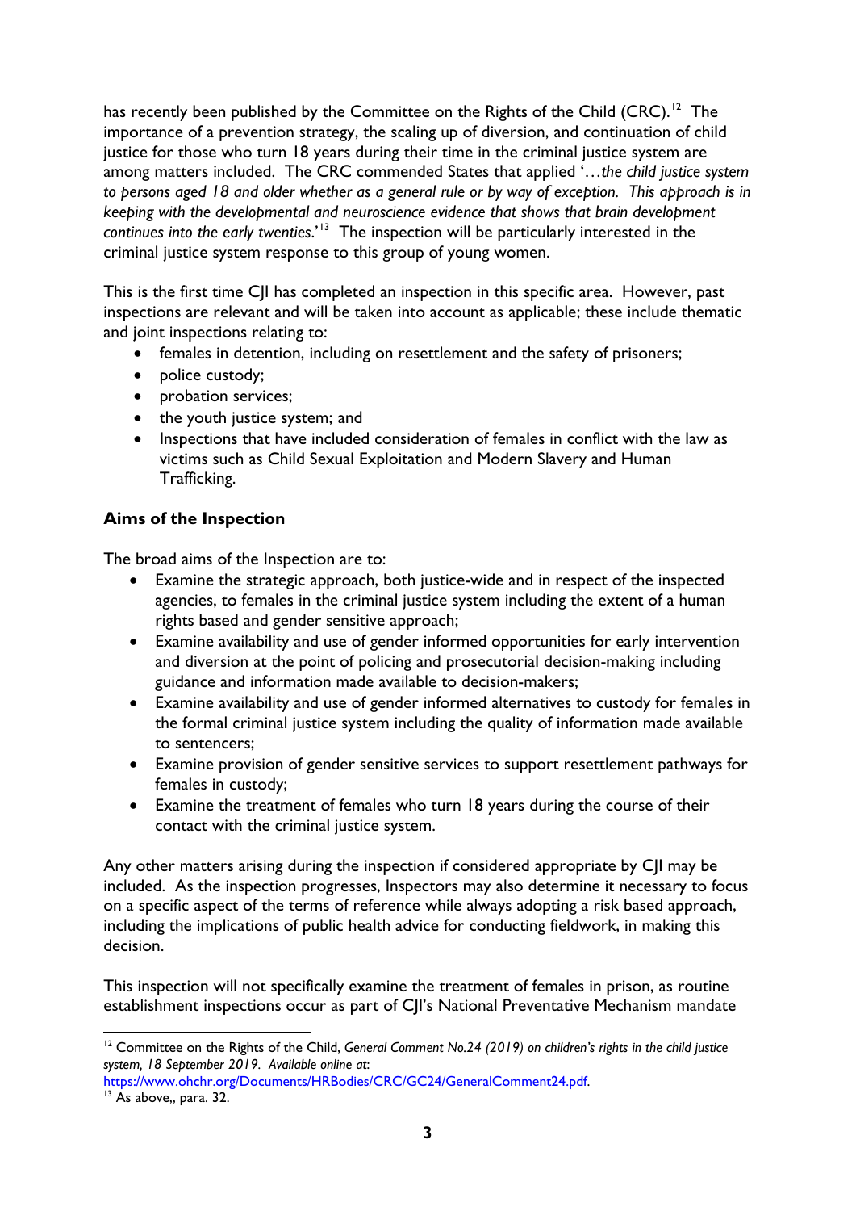has recently been published by the Committee on the Rights of the Child (CRC).[12] The importance of a prevention strategy, the scaling up of diversion, and continuation of child justice for those who turn 18 years during their time in the criminal justice system are among matters included. The CRC commended States that applied '*…the child justice system to persons aged 18 and older whether as a general rule or by way of exception. This approach is in keeping with the developmental and neuroscience evidence that shows that brain development continues into the early twenties*.'[13] The inspection will be particularly interested in the criminal justice system response to this group of young women.

This is the first time CJI has completed an inspection in this specific area. However, past inspections are relevant and will be taken into account as applicable; these include thematic and joint inspections relating to:

- females in detention, including on resettlement and the safety of prisoners;
- police custody;
- probation services;
- the youth justice system; and
- Inspections that have included consideration of females in conflict with the law as victims such as Child Sexual Exploitation and Modern Slavery and Human Trafficking.

**Aims of the Inspection**

The broad aims of the Inspection are to:

- Examine the strategic approach, both justice-wide and in respect of the inspected agencies, to females in the criminal justice system including the extent of a human rights based and gender sensitive approach;
- Examine availability and use of gender informed opportunities for early intervention and diversion at the point of policing and prosecutorial decision-making including guidance and information made available to decision-makers;
- Examine availability and use of gender informed alternatives to custody for females in the formal criminal justice system including the quality of information made available to sentencers;
- Examine provision of gender sensitive services to support resettlement pathways for females in custody;
- Examine the treatment of females who turn 18 years during the course of their contact with the criminal justice system.

Any other matters arising during the inspection if considered appropriate by CJI may be included. As the inspection progresses, Inspectors may also determine it necessary to focus on a specific aspect of the terms of reference while always adopting a risk based approach, including the implications of public health advice for conducting fieldwork, in making this decision.

This inspection will not specifically examine the treatment of females in prison, as routine establishment inspections occur as part of CJI's National Preventative Mechanism mandate

---

[12] Committee on the Rights of the Child, *General Comment No.24 (2019) on children's rights in the child justice system, 18 September 2019. Available online at:* https://www.ohchr.org/Documents/HRBodies/CRC/GC24/GeneralComment24.pdf.

[13] As above,, para. 32.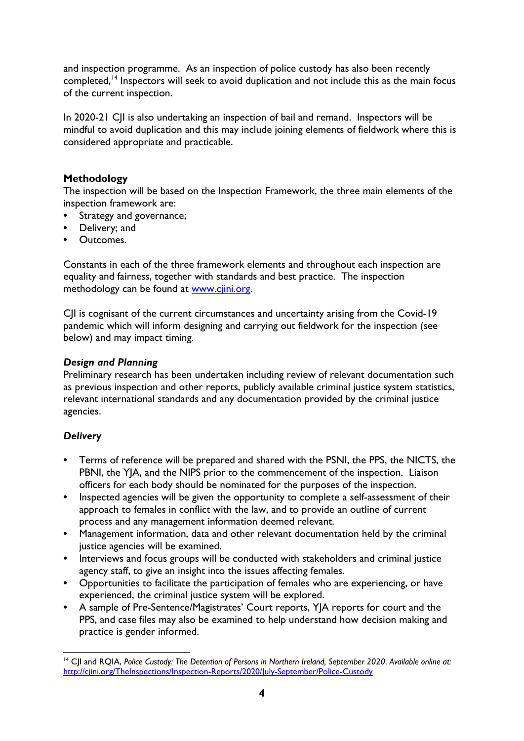and inspection programme. As an inspection of police custody has also been recently completed,[14] Inspectors will seek to avoid duplication and not include this as the main focus of the current inspection.

In 2020-21 CJI is also undertaking an inspection of bail and remand. Inspectors will be mindful to avoid duplication and this may include joining elements of fieldwork where this is considered appropriate and practicable.

## Methodology

The inspection will be based on the Inspection Framework, the three main elements of the inspection framework are:

- Strategy and governance;
- Delivery; and
- Outcomes.

Constants in each of the three framework elements and throughout each inspection are equality and fairness, together with standards and best practice. The inspection methodology can be found at [www.cjini.org](http://www.cjini.org).

CJI is cognisant of the current circumstances and uncertainty arising from the Covid-19 pandemic which will inform designing and carrying out fieldwork for the inspection (see below) and may impact timing.

### *Design and Planning*

Preliminary research has been undertaken including review of relevant documentation such as previous inspection and other reports, publicly available criminal justice system statistics, relevant international standards and any documentation provided by the criminal justice agencies.

### *Delivery*

- Terms of reference will be prepared and shared with the PSNI, the PPS, the NICTS, the PBNI, the YJA, and the NIPS prior to the commencement of the inspection. Liaison officers for each body should be nominated for the purposes of the inspection.
- Inspected agencies will be given the opportunity to complete a self-assessment of their approach to females in conflict with the law, and to provide an outline of current process and any management information deemed relevant.
- Management information, data and other relevant documentation held by the criminal justice agencies will be examined.
- Interviews and focus groups will be conducted with stakeholders and criminal justice agency staff, to give an insight into the issues affecting females.
- Opportunities to facilitate the participation of females who are experiencing, or have experienced, the criminal justice system will be explored.
- A sample of Pre-Sentence/Magistrates' Court reports, YJA reports for court and the PPS, and case files may also be examined to help understand how decision making and practice is gender informed.

---

[14] CJI and RQIA, *Police Custody: The Detention of Persons in Northern Ireland, September 2020. Available online at:* [http://cjini.org/TheInspections/Inspection-Reports/2020/July-September/Police-Custody](http://cjini.org/TheInspections/Inspection-Reports/2020/July-September/Police-Custody)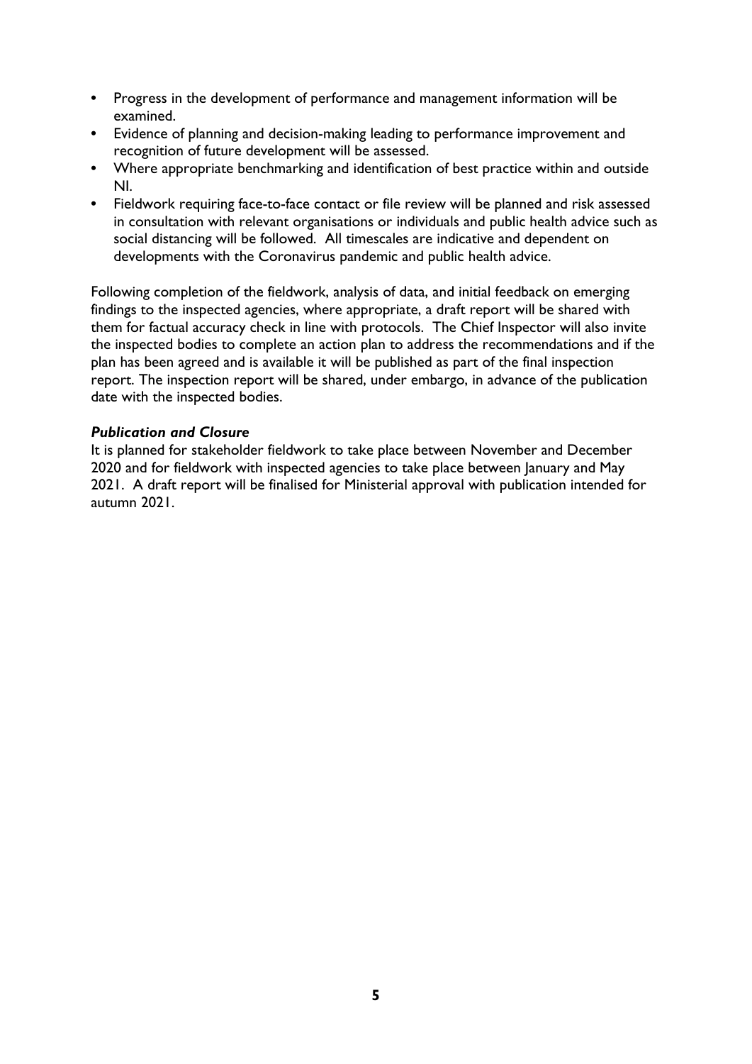- Progress in the development of performance and management information will be examined.
- Evidence of planning and decision-making leading to performance improvement and recognition of future development will be assessed.
- Where appropriate benchmarking and identification of best practice within and outside NI.
- Fieldwork requiring face-to-face contact or file review will be planned and risk assessed in consultation with relevant organisations or individuals and public health advice such as social distancing will be followed. All timescales are indicative and dependent on developments with the Coronavirus pandemic and public health advice.

Following completion of the fieldwork, analysis of data, and initial feedback on emerging findings to the inspected agencies, where appropriate, a draft report will be shared with them for factual accuracy check in line with protocols. The Chief Inspector will also invite the inspected bodies to complete an action plan to address the recommendations and if the plan has been agreed and is available it will be published as part of the final inspection report. The inspection report will be shared, under embargo, in advance of the publication date with the inspected bodies.

***Publication and Closure***

It is planned for stakeholder fieldwork to take place between November and December 2020 and for fieldwork with inspected agencies to take place between January and May 2021. A draft report will be finalised for Ministerial approval with publication intended for autumn 2021.